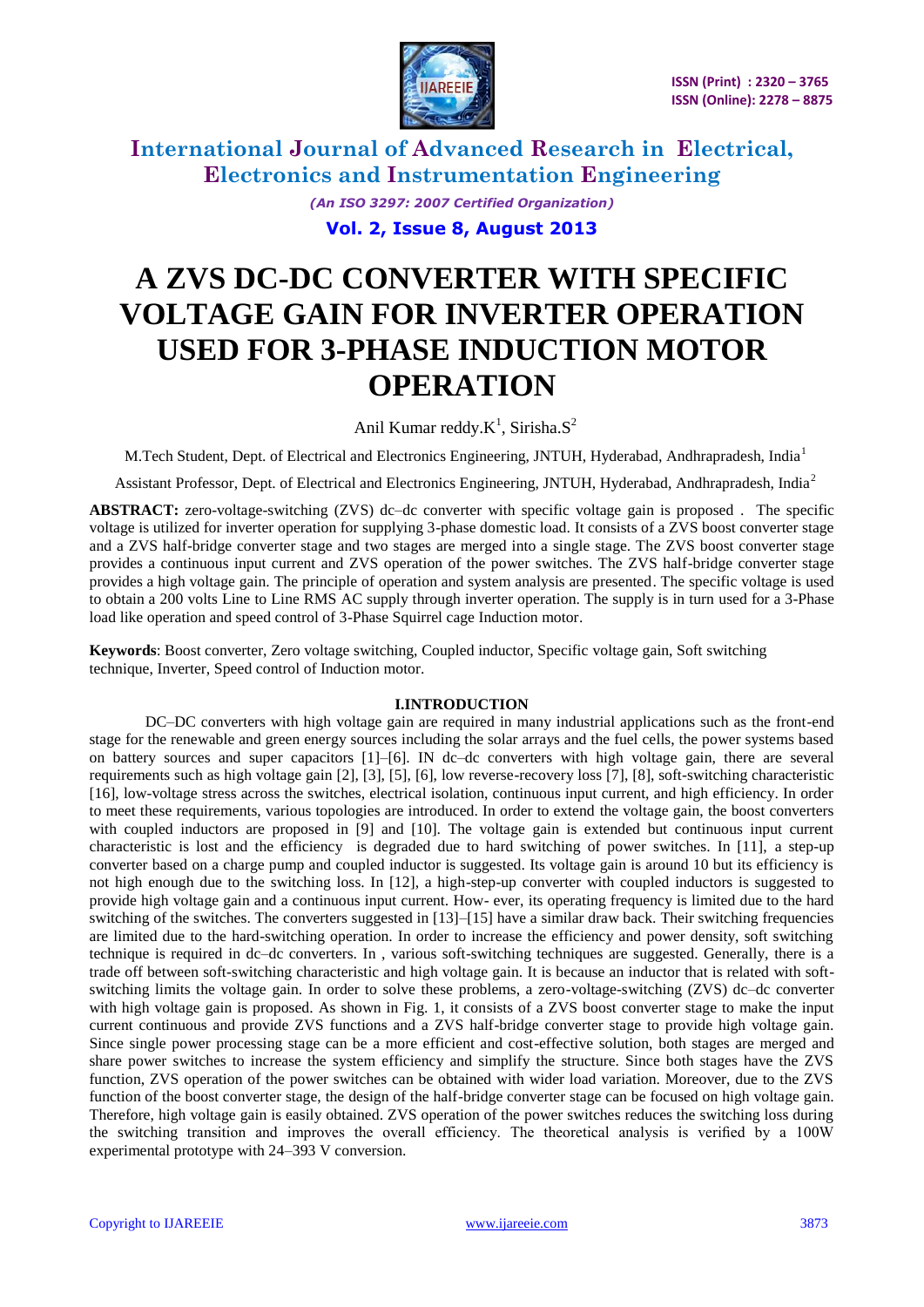# A ZVS DC-DC CONVERTER WITH SPECIFIC VOLTAGE GAIN FOR INVERTER OPERATION USED FOR 3-PHASE INDUCTION MOTOR OPERATION

Anil Kumar reddy.K[1], Sirisha.S[2]

M.Tech Student, Dept. of Electrical and Electronics Engineering, JNTUH, Hyderabad, Andhrapradesh, India[1]

Assistant Professor, Dept. of Electrical and Electronics Engineering, JNTUH, Hyderabad, Andhrapradesh, India[2]

**ABSTRACT:** zero-voltage-switching (ZVS) dc–dc converter with specific voltage gain is proposed . The specific voltage is utilized for inverter operation for supplying 3-phase domestic load. It consists of a ZVS boost converter stage and a ZVS half-bridge converter stage and two stages are merged into a single stage. The ZVS boost converter stage provides a continuous input current and ZVS operation of the power switches. The ZVS half-bridge converter stage provides a high voltage gain. The principle of operation and system analysis are presented. The specific voltage is used to obtain a 200 volts Line to Line RMS AC supply through inverter operation. The supply is in turn used for a 3-Phase load like operation and speed control of 3-Phase Squirrel cage Induction motor.

**Keywords**: Boost converter, Zero voltage switching, Coupled inductor, Specific voltage gain, Soft switching technique, Inverter, Speed control of Induction motor.

## I.INTRODUCTION

DC–DC converters with high voltage gain are required in many industrial applications such as the front-end stage for the renewable and green energy sources including the solar arrays and the fuel cells, the power systems based on battery sources and super capacitors [1]–[6]. IN dc–dc converters with high voltage gain, there are several requirements such as high voltage gain [2], [3], [5], [6], low reverse-recovery loss [7], [8], soft-switching characteristic [16], low-voltage stress across the switches, electrical isolation, continuous input current, and high efficiency. In order to meet these requirements, various topologies are introduced. In order to extend the voltage gain, the boost converters with coupled inductors are proposed in [9] and [10]. The voltage gain is extended but continuous input current characteristic is lost and the efficiency is degraded due to hard switching of power switches. In [11], a step-up converter based on a charge pump and coupled inductor is suggested. Its voltage gain is around 10 but its efficiency is not high enough due to the switching loss. In [12], a high-step-up converter with coupled inductors is suggested to provide high voltage gain and a continuous input current. How- ever, its operating frequency is limited due to the hard switching of the switches. The converters suggested in [13]–[15] have a similar draw back. Their switching frequencies are limited due to the hard-switching operation. In order to increase the efficiency and power density, soft switching technique is required in dc–dc converters. In , various soft-switching techniques are suggested. Generally, there is a trade off between soft-switching characteristic and high voltage gain. It is because an inductor that is related with soft-switching limits the voltage gain. In order to solve these problems, a zero-voltage-switching (ZVS) dc–dc converter with high voltage gain is proposed. As shown in Fig. 1, it consists of a ZVS boost converter stage to make the input current continuous and provide ZVS functions and a ZVS half-bridge converter stage to provide high voltage gain. Since single power processing stage can be a more efficient and cost-effective solution, both stages are merged and share power switches to increase the system efficiency and simplify the structure. Since both stages have the ZVS function, ZVS operation of the power switches can be obtained with wider load variation. Moreover, due to the ZVS function of the boost converter stage, the design of the half-bridge converter stage can be focused on high voltage gain. Therefore, high voltage gain is easily obtained. ZVS operation of the power switches reduces the switching loss during the switching transition and improves the overall efficiency. The theoretical analysis is verified by a 100W experimental prototype with 24–393 V conversion.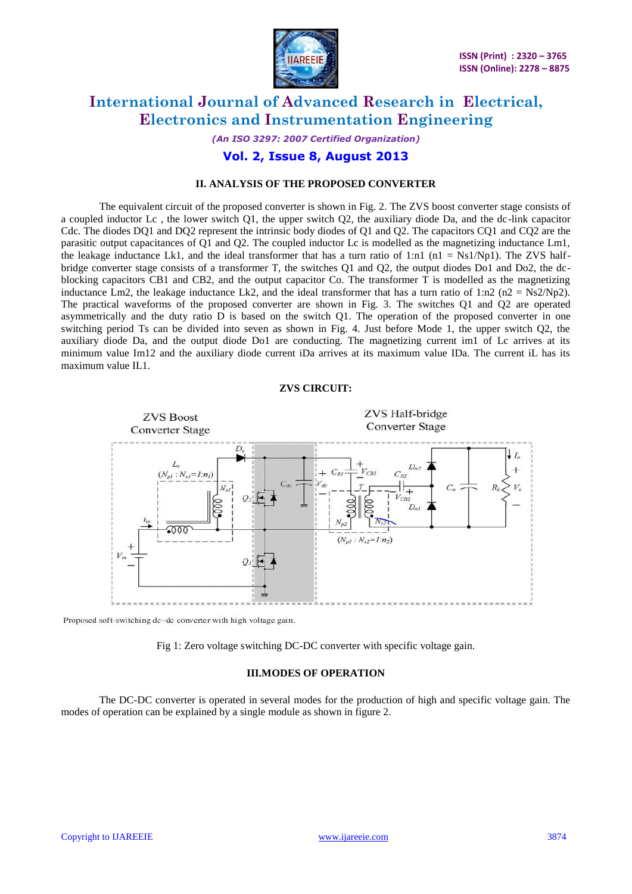## II. ANALYSIS OF THE PROPOSED CONVERTER

The equivalent circuit of the proposed converter is shown in Fig. 2. The ZVS boost converter stage consists of a coupled inductor $L_c$ , the lower switch Q1, the upper switch Q2, the auxiliary diode Da, and the dc-link capacitor Cdc. The diodes DQ1 and DQ2 represent the intrinsic body diodes of Q1 and Q2. The capacitors CQ1 and CQ2 are the parasitic output capacitances of Q1 and Q2. The coupled inductor Lc is modelled as the magnetizing inductance Lm1, the leakage inductance Lk1, and the ideal transformer that has a turn ratio of 1:n1 (n1 = Ns1/Np1). The ZVS half-bridge converter stage consists of a transformer T, the switches Q1 and Q2, the output diodes Do1 and Do2, the dc-blocking capacitors CB1 and CB2, and the output capacitor Co. The transformer T is modelled as the magnetizing inductance Lm2, the leakage inductance Lk2, and the ideal transformer that has a turn ratio of 1:n2 (n2 = Ns2/Np2). The practical waveforms of the proposed converter are shown in Fig. 3. The switches Q1 and Q2 are operated asymmetrically and the duty ratio D is based on the switch Q1. The operation of the proposed converter in one switching period Ts can be divided into seven as shown in Fig. 4. Just before Mode 1, the upper switch Q2, the auxiliary diode Da, and the output diode Do1 are conducting. The magnetizing current im1 of Lc arrives at its minimum value Im12 and the auxiliary diode current iDa arrives at its maximum value IDa. The current iL has its maximum value IL1.

**ZVS CIRCUIT:**

Proposed soft-switching dc–dc converter with high voltage gain.

Fig 1: Zero voltage switching DC-DC converter with specific voltage gain.

## III.MODES OF OPERATION

The DC-DC converter is operated in several modes for the production of high and specific voltage gain. The modes of operation can be explained by a single module as shown in figure 2.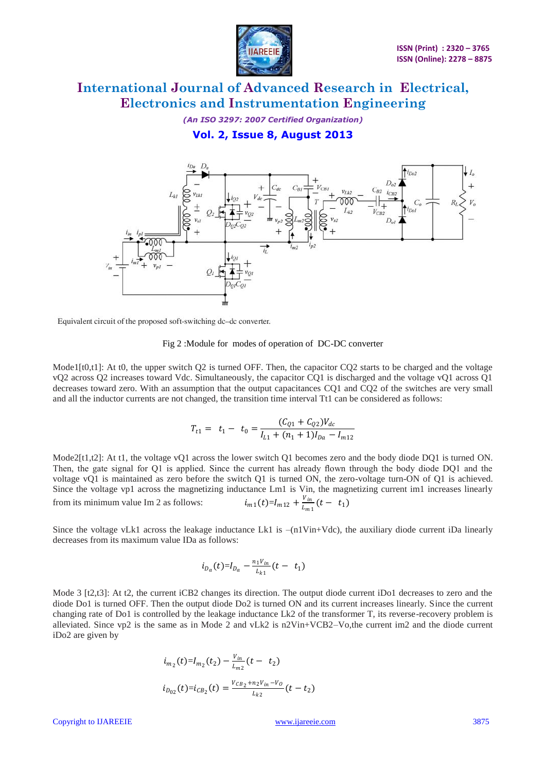Equivalent circuit of the proposed soft-switching dc–dc converter.

Fig 2 :Module for modes of operation of DC-DC converter

Mode1[t0,t1]: At t0, the upper switch Q2 is turned OFF. Then, the capacitor CQ2 starts to be charged and the voltage vQ2 across Q2 increases toward Vdc. Simultaneously, the capacitor CQ1 is discharged and the voltage vQ1 across Q1 decreases toward zero. With an assumption that the output capacitances CQ1 and CQ2 of the switches are very small and all the inductor currents are not changed, the transition time interval Tt1 can be considered as follows:

$$T_{t1} = t_1 - t_0 = \frac{(C_{Q1} + C_{Q2})V_{dc}}{I_{L1} + (n_1 + 1)I_{Da} - I_{m12}}$$

Mode2[t1,t2]: At t1, the voltage vQ1 across the lower switch Q1 becomes zero and the body diode DQ1 is turned ON. Then, the gate signal for Q1 is applied. Since the current has already flown through the body diode DQ1 and the voltage vQ1 is maintained as zero before the switch Q1 is turned ON, the zero-voltage turn-ON of Q1 is achieved. Since the voltage vp1 across the magnetizing inductance Lm1 is Vin, the magnetizing current im1 increases linearly from its minimum value Im 2 as follows: $i_{m1}(t)=I_{m12} + \frac{V_{in}}{L_{m1}}(t - t_1)$

Since the voltage vLk1 across the leakage inductance Lk1 is –(n1Vin+Vdc), the auxiliary diode current iDa linearly decreases from its maximum value IDa as follows:

$$i_{D_a}(t)=I_{D_a} - \frac{n_1 V_{in}}{L_{k1}}(t - t_1)$$

Mode 3 [t2,t3]: At t2, the current iCB2 changes its direction. The output diode current iDo1 decreases to zero and the diode Do1 is turned OFF. Then the output diode Do2 is turned ON and its current increases linearly. Since the current changing rate of Do1 is controlled by the leakage inductance Lk2 of the transformer T, its reverse-recovery problem is alleviated. Since vp2 is the same as in Mode 2 and vLk2 is n2Vin+VCB2–Vo,the current im2 and the diode current iDo2 are given by

$$i_{m_2}(t)=I_{m_2}(t_2) - \frac{V_{in}}{L_{m2}}(t - t_2)$$

$$i_{D_{02}}(t)=i_{CB_2}(t) = \frac{V_{CB_2} + n_2 V_{in} - V_O}{L_{k2}}(t - t_2)$$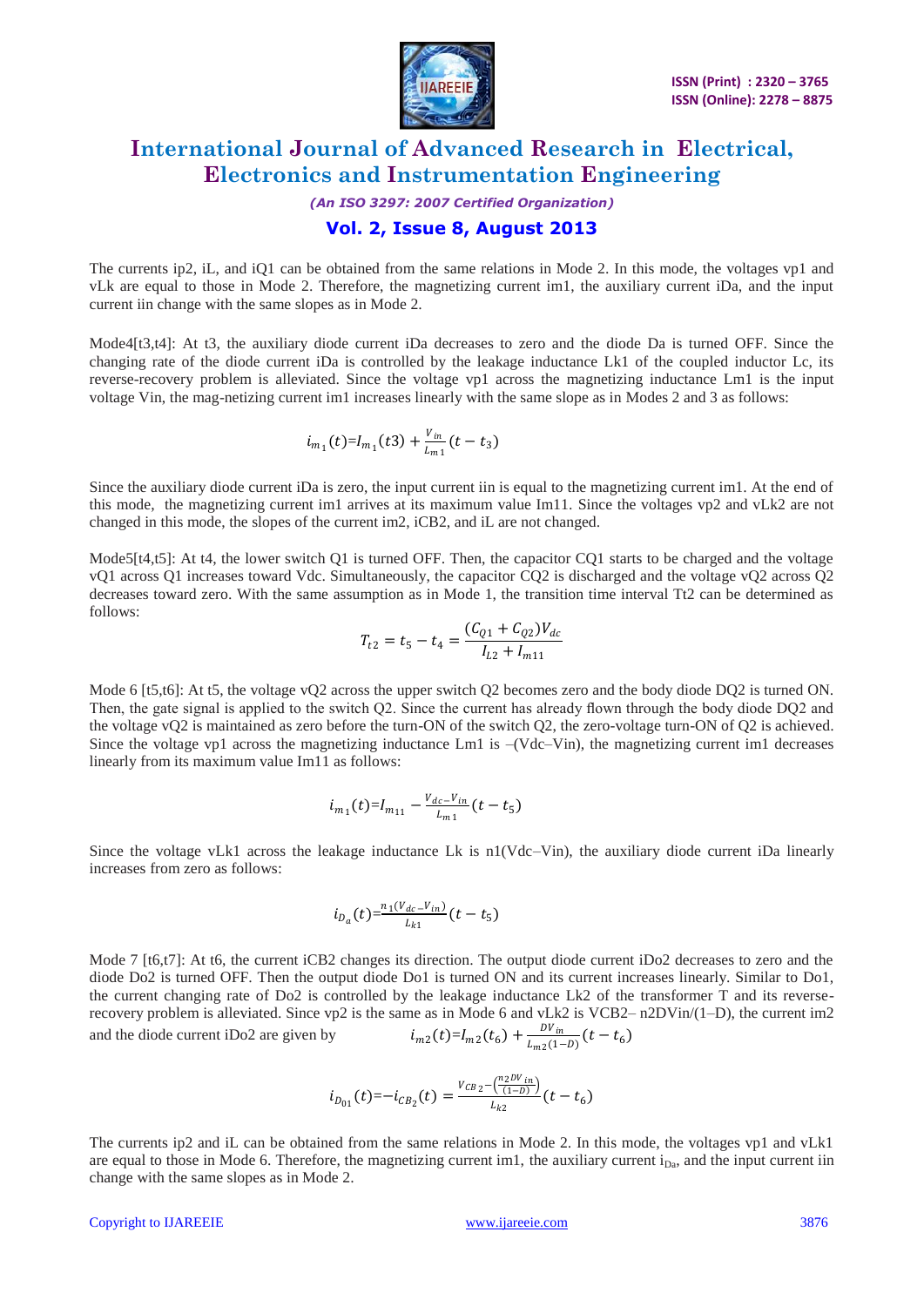The currents ip2, iL, and iQ1 can be obtained from the same relations in Mode 2. In this mode, the voltages vp1 and vLk are equal to those in Mode 2. Therefore, the magnetizing current im1, the auxiliary current iDa, and the input current iin change with the same slopes as in Mode 2.

Mode4[t3,t4]: At t3, the auxiliary diode current iDa decreases to zero and the diode Da is turned OFF. Since the changing rate of the diode current iDa is controlled by the leakage inductance Lk1 of the coupled inductor Lc, its reverse-recovery problem is alleviated. Since the voltage vp1 across the magnetizing inductance Lm1 is the input voltage Vin, the mag-netizing current im1 increases linearly with the same slope as in Modes 2 and 3 as follows:

$$i_{m_1}(t)=I_{m_1}(t3)+\frac{V_{in}}{L_{m1}}(t-t_3)$$

Since the auxiliary diode current iDa is zero, the input current iin is equal to the magnetizing current im1. At the end of this mode, the magnetizing current im1 arrives at its maximum value Im11. Since the voltages vp2 and vLk2 are not changed in this mode, the slopes of the current im2, iCB2, and iL are not changed.

Mode5[t4,t5]: At t4, the lower switch Q1 is turned OFF. Then, the capacitor CQ1 starts to be charged and the voltage vQ1 across Q1 increases toward Vdc. Simultaneously, the capacitor CQ2 is discharged and the voltage vQ2 across Q2 decreases toward zero. With the same assumption as in Mode 1, the transition time interval Tt2 can be determined as follows:

$$T_{t2}=t_5-t_4=\frac{(C_{Q1}+C_{Q2})V_{dc}}{I_{L2}+I_{m11}}$$

Mode 6 [t5,t6]: At t5, the voltage vQ2 across the upper switch Q2 becomes zero and the body diode DQ2 is turned ON. Then, the gate signal is applied to the switch Q2. Since the current has already flown through the body diode DQ2 and the voltage vQ2 is maintained as zero before the turn-ON of the switch Q2, the zero-voltage turn-ON of Q2 is achieved. Since the voltage vp1 across the magnetizing inductance Lm1 is –(Vdc–Vin), the magnetizing current im1 decreases linearly from its maximum value Im11 as follows:

$$i_{m_1}(t)=I_{m_{11}}-\frac{V_{dc}-V_{in}}{L_{m1}}(t-t_5)$$

Since the voltage vLk1 across the leakage inductance Lk is n1(Vdc–Vin), the auxiliary diode current iDa linearly increases from zero as follows:

$$i_{D_a}(t)=\frac{n_1(V_{dc}-V_{in})}{L_{k1}}(t-t_5)$$

Mode 7 [t6,t7]: At t6, the current iCB2 changes its direction. The output diode current iDo2 decreases to zero and the diode Do2 is turned OFF. Then the output diode Do1 is turned ON and its current increases linearly. Similar to Do1, the current changing rate of Do2 is controlled by the leakage inductance Lk2 of the transformer T and its reverse-recovery problem is alleviated. Since vp2 is the same as in Mode 6 and vLk2 is VCB2– n2DVin/(1–D), the current im2 and the diode current iDo2 are given by

$$i_{m2}(t)=I_{m2}(t_6)+\frac{DV_{in}}{L_{m2}(1-D)}(t-t_6)$$

$$i_{D_{01}}(t)=-i_{CB_2}(t)=\frac{V_{CB2}-\left(\frac{n2DV_{in}}{(1-D)}\right)}{L_{k2}}(t-t_6)$$

The currents ip2 and iL can be obtained from the same relations in Mode 2. In this mode, the voltages vp1 and vLk1 are equal to those in Mode 6. Therefore, the magnetizing current im1, the auxiliary current $i_{Da}$, and the input current iin change with the same slopes as in Mode 2.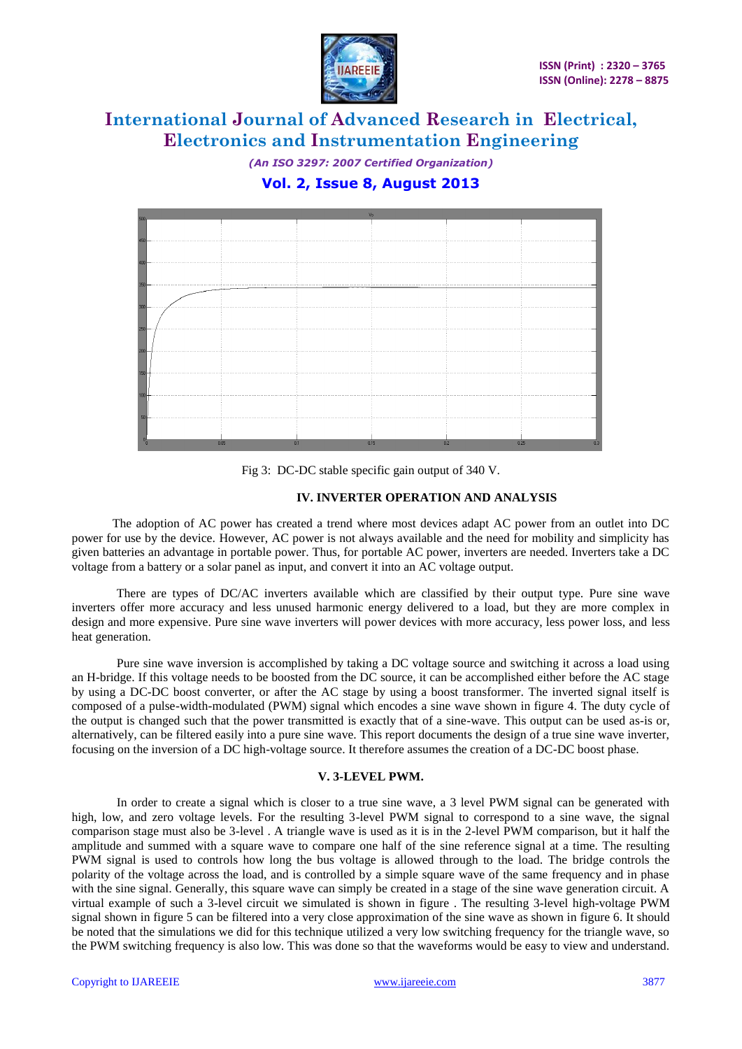Fig 3: DC-DC stable specific gain output of 340 V.

## IV. INVERTER OPERATION AND ANALYSIS

The adoption of AC power has created a trend where most devices adapt AC power from an outlet into DC power for use by the device. However, AC power is not always available and the need for mobility and simplicity has given batteries an advantage in portable power. Thus, for portable AC power, inverters are needed. Inverters take a DC voltage from a battery or a solar panel as input, and convert it into an AC voltage output.

There are types of DC/AC inverters available which are classified by their output type. Pure sine wave inverters offer more accuracy and less unused harmonic energy delivered to a load, but they are more complex in design and more expensive. Pure sine wave inverters will power devices with more accuracy, less power loss, and less heat generation.

Pure sine wave inversion is accomplished by taking a DC voltage source and switching it across a load using an H-bridge. If this voltage needs to be boosted from the DC source, it can be accomplished either before the AC stage by using a DC-DC boost converter, or after the AC stage by using a boost transformer. The inverted signal itself is composed of a pulse-width-modulated (PWM) signal which encodes a sine wave shown in figure 4. The duty cycle of the output is changed such that the power transmitted is exactly that of a sine-wave. This output can be used as-is or, alternatively, can be filtered easily into a pure sine wave. This report documents the design of a true sine wave inverter, focusing on the inversion of a DC high-voltage source. It therefore assumes the creation of a DC-DC boost phase.

## V. 3-LEVEL PWM.

In order to create a signal which is closer to a true sine wave, a 3 level PWM signal can be generated with high, low, and zero voltage levels. For the resulting 3-level PWM signal to correspond to a sine wave, the signal comparison stage must also be 3-level . A triangle wave is used as it is in the 2-level PWM comparison, but it half the amplitude and summed with a square wave to compare one half of the sine reference signal at a time. The resulting PWM signal is used to controls how long the bus voltage is allowed through to the load. The bridge controls the polarity of the voltage across the load, and is controlled by a simple square wave of the same frequency and in phase with the sine signal. Generally, this square wave can simply be created in a stage of the sine wave generation circuit. A virtual example of such a 3-level circuit we simulated is shown in figure . The resulting 3-level high-voltage PWM signal shown in figure 5 can be filtered into a very close approximation of the sine wave as shown in figure 6. It should be noted that the simulations we did for this technique utilized a very low switching frequency for the triangle wave, so the PWM switching frequency is also low. This was done so that the waveforms would be easy to view and understand.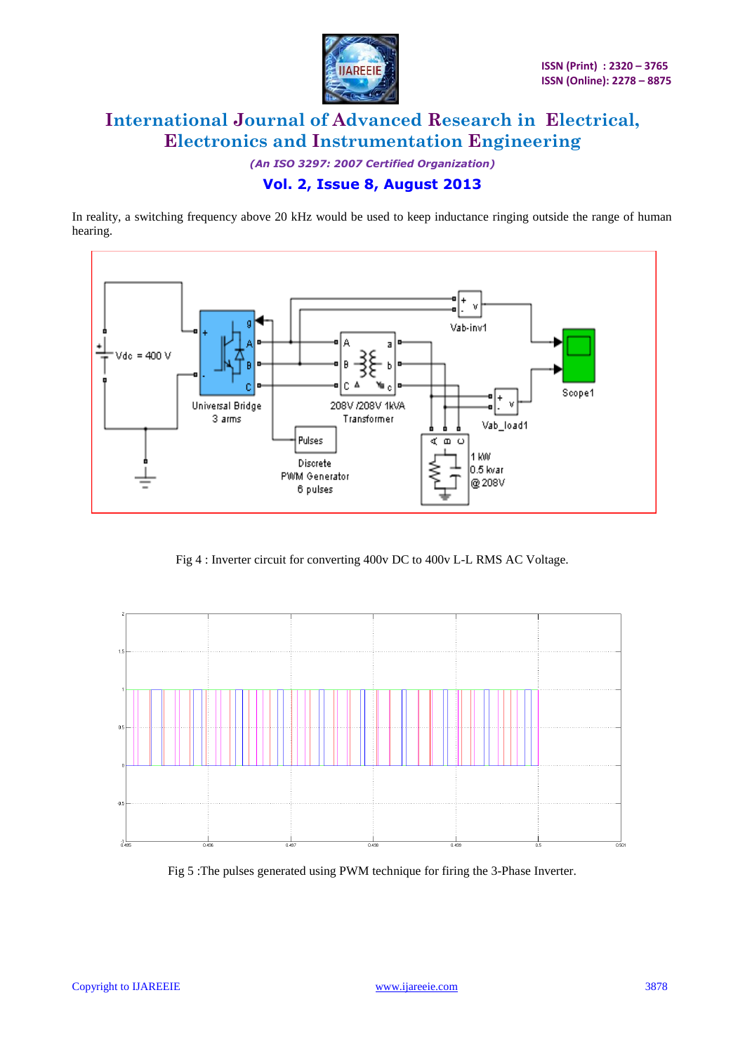In reality, a switching frequency above 20 kHz would be used to keep inductance ringing outside the range of human hearing.

Fig 4 : Inverter circuit for converting 400v DC to 400v L-L RMS AC Voltage.

Fig 5 :The pulses generated using PWM technique for firing the 3-Phase Inverter.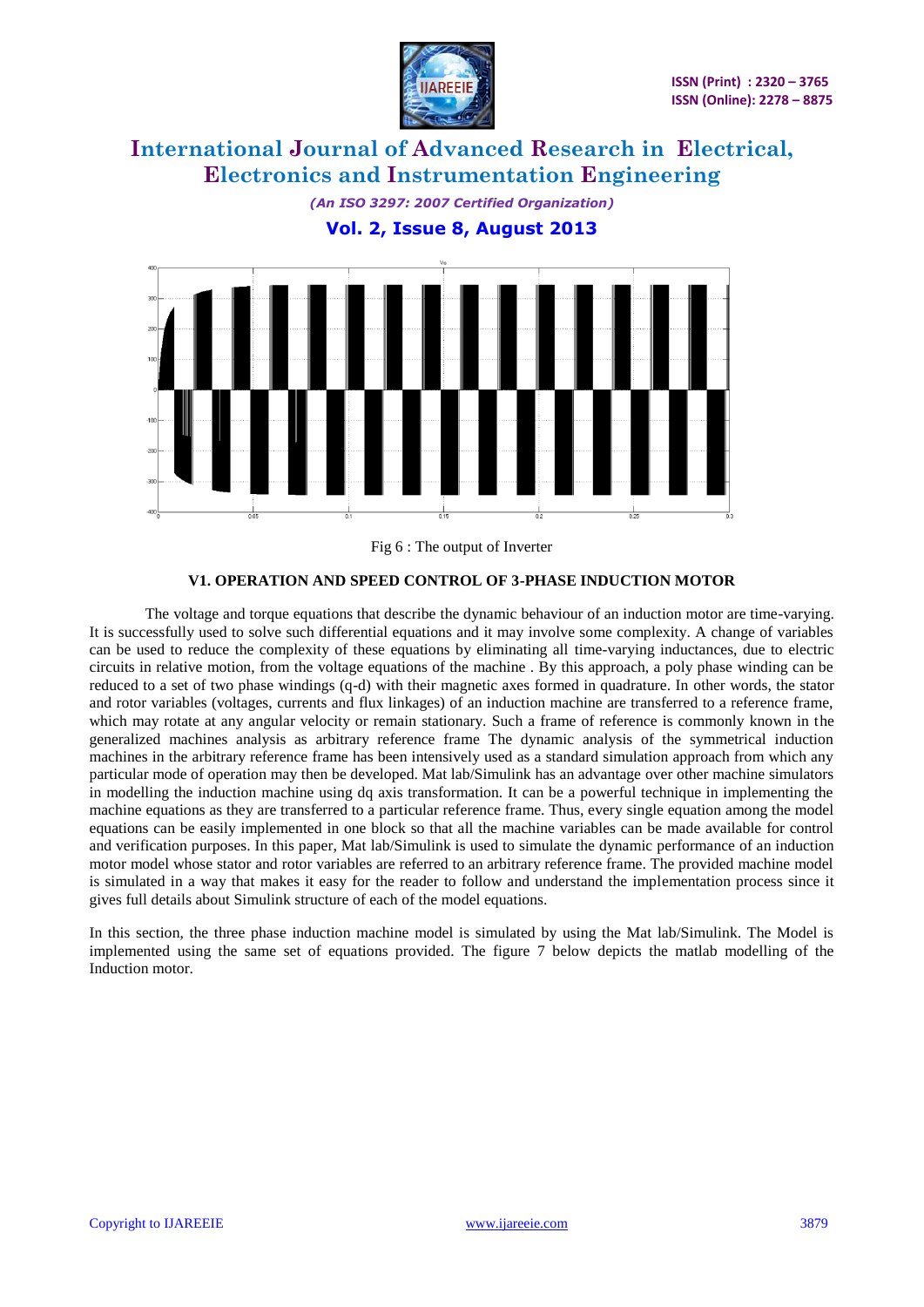Fig 6 : The output of Inverter

## V1. OPERATION AND SPEED CONTROL OF 3-PHASE INDUCTION MOTOR

The voltage and torque equations that describe the dynamic behaviour of an induction motor are time-varying. It is successfully used to solve such differential equations and it may involve some complexity. A change of variables can be used to reduce the complexity of these equations by eliminating all time-varying inductances, due to electric circuits in relative motion, from the voltage equations of the machine . By this approach, a poly phase winding can be reduced to a set of two phase windings (q-d) with their magnetic axes formed in quadrature. In other words, the stator and rotor variables (voltages, currents and flux linkages) of an induction machine are transferred to a reference frame, which may rotate at any angular velocity or remain stationary. Such a frame of reference is commonly known in the generalized machines analysis as arbitrary reference frame The dynamic analysis of the symmetrical induction machines in the arbitrary reference frame has been intensively used as a standard simulation approach from which any particular mode of operation may then be developed. Mat lab/Simulink has an advantage over other machine simulators in modelling the induction machine using dq axis transformation. It can be a powerful technique in implementing the machine equations as they are transferred to a particular reference frame. Thus, every single equation among the model equations can be easily implemented in one block so that all the machine variables can be made available for control and verification purposes. In this paper, Mat lab/Simulink is used to simulate the dynamic performance of an induction motor model whose stator and rotor variables are referred to an arbitrary reference frame. The provided machine model is simulated in a way that makes it easy for the reader to follow and understand the implementation process since it gives full details about Simulink structure of each of the model equations.

In this section, the three phase induction machine model is simulated by using the Mat lab/Simulink. The Model is implemented using the same set of equations provided. The figure 7 below depicts the matlab modelling of the Induction motor.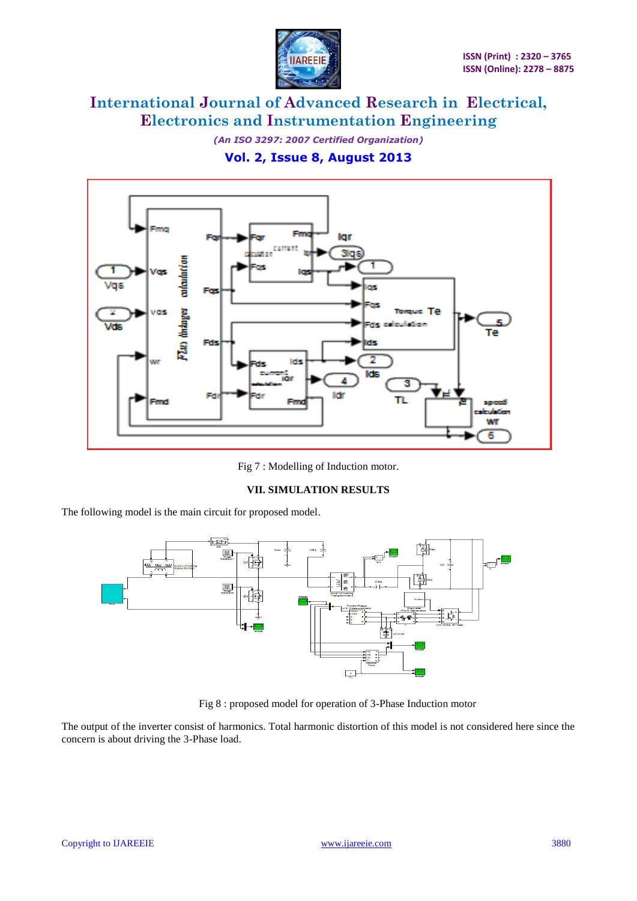Fig 7 : Modelling of Induction motor.

## VII. SIMULATION RESULTS

The following model is the main circuit for proposed model.

Fig 8 : proposed model for operation of 3-Phase Induction motor

The output of the inverter consist of harmonics. Total harmonic distortion of this model is not considered here since the concern is about driving the 3-Phase load.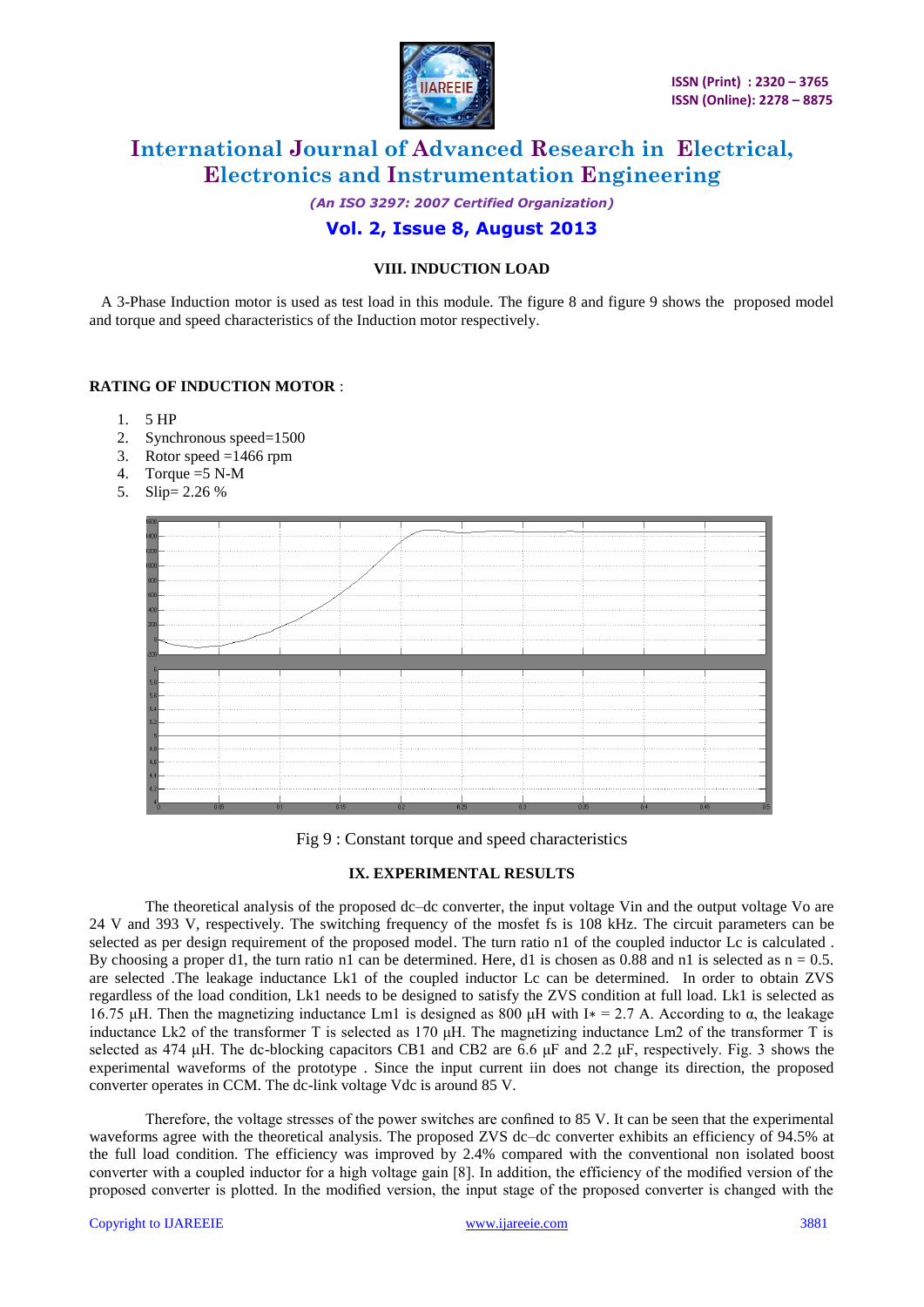### VIII. INDUCTION LOAD

A 3-Phase Induction motor is used as test load in this module. The figure 8 and figure 9 shows the proposed model and torque and speed characteristics of the Induction motor respectively.

**RATING OF INDUCTION MOTOR** :

1. 5 HP
2. Synchronous speed=1500
3. Rotor speed =1466 rpm
4. Torque =5 N-M
5. Slip= 2.26 %

Fig 9 : Constant torque and speed characteristics

### IX. EXPERIMENTAL RESULTS

The theoretical analysis of the proposed dc–dc converter, the input voltage Vin and the output voltage Vo are 24 V and 393 V, respectively. The switching frequency of the mosfet fs is 108 kHz. The circuit parameters can be selected as per design requirement of the proposed model. The turn ratio n1 of the coupled inductor Lc is calculated . By choosing a proper d1, the turn ratio n1 can be determined. Here, d1 is chosen as 0.88 and n1 is selected as n = 0.5. are selected .The leakage inductance Lk1 of the coupled inductor Lc can be determined. In order to obtain ZVS regardless of the load condition, Lk1 needs to be designed to satisfy the ZVS condition at full load. Lk1 is selected as 16.75 μH. Then the magnetizing inductance Lm1 is designed as 800 μH with I∗ = 2.7 A. According to α, the leakage inductance Lk2 of the transformer T is selected as 170 μH. The magnetizing inductance Lm2 of the transformer T is selected as 474 μH. The dc-blocking capacitors CB1 and CB2 are 6.6 μF and 2.2 μF, respectively. Fig. 3 shows the experimental waveforms of the prototype . Since the input current iin does not change its direction, the proposed converter operates in CCM. The dc-link voltage Vdc is around 85 V.

Therefore, the voltage stresses of the power switches are confined to 85 V. It can be seen that the experimental waveforms agree with the theoretical analysis. The proposed ZVS dc–dc converter exhibits an efficiency of 94.5% at the full load condition. The efficiency was improved by 2.4% compared with the conventional non isolated boost converter with a coupled inductor for a high voltage gain [8]. In addition, the efficiency of the modified version of the proposed converter is plotted. In the modified version, the input stage of the proposed converter is changed with the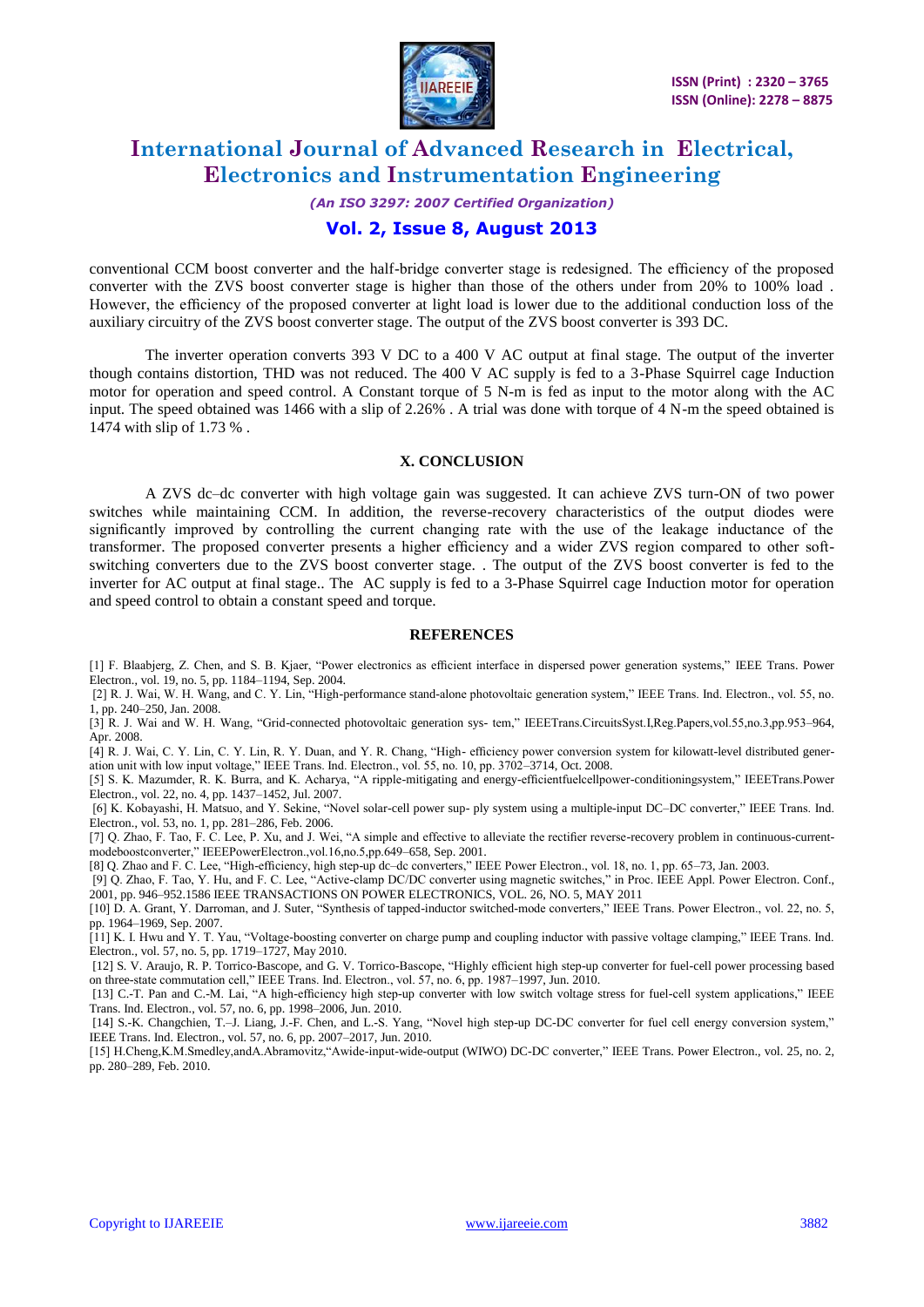conventional CCM boost converter and the half-bridge converter stage is redesigned. The efficiency of the proposed converter with the ZVS boost converter stage is higher than those of the others under from 20% to 100% load . However, the efficiency of the proposed converter at light load is lower due to the additional conduction loss of the auxiliary circuitry of the ZVS boost converter stage. The output of the ZVS boost converter is 393 DC.

The inverter operation converts 393 V DC to a 400 V AC output at final stage. The output of the inverter though contains distortion, THD was not reduced. The 400 V AC supply is fed to a 3-Phase Squirrel cage Induction motor for operation and speed control. A Constant torque of 5 N-m is fed as input to the motor along with the AC input. The speed obtained was 1466 with a slip of 2.26% . A trial was done with torque of 4 N-m the speed obtained is 1474 with slip of 1.73 % .

## X. CONCLUSION

A ZVS dc–dc converter with high voltage gain was suggested. It can achieve ZVS turn-ON of two power switches while maintaining CCM. In addition, the reverse-recovery characteristics of the output diodes were significantly improved by controlling the current changing rate with the use of the leakage inductance of the transformer. The proposed converter presents a higher efficiency and a wider ZVS region compared to other soft-switching converters due to the ZVS boost converter stage. . The output of the ZVS boost converter is fed to the inverter for AC output at final stage.. The AC supply is fed to a 3-Phase Squirrel cage Induction motor for operation and speed control to obtain a constant speed and torque.

## REFERENCES

[1] F. Blaabjerg, Z. Chen, and S. B. Kjaer, "Power electronics as efficient interface in dispersed power generation systems," IEEE Trans. Power Electron., vol. 19, no. 5, pp. 1184–1194, Sep. 2004.

[2] R. J. Wai, W. H. Wang, and C. Y. Lin, "High-performance stand-alone photovoltaic generation system," IEEE Trans. Ind. Electron., vol. 55, no. 1, pp. 240–250, Jan. 2008.

[3] R. J. Wai and W. H. Wang, "Grid-connected photovoltaic generation sys- tem," IEEETrans.CircuitsSyst.I,Reg.Papers,vol.55,no.3,pp.953–964, Apr. 2008.

[4] R. J. Wai, C. Y. Lin, C. Y. Lin, R. Y. Duan, and Y. R. Chang, "High- efficiency power conversion system for kilowatt-level distributed generation unit with low input voltage," IEEE Trans. Ind. Electron., vol. 55, no. 10, pp. 3702–3714, Oct. 2008.

[5] S. K. Mazumder, R. K. Burra, and K. Acharya, "A ripple-mitigating and energy-efficientfuelcellpower-conditioningsystem," IEEETrans.Power Electron., vol. 22, no. 4, pp. 1437–1452, Jul. 2007.

[6] K. Kobayashi, H. Matsuo, and Y. Sekine, "Novel solar-cell power sup- ply system using a multiple-input DC–DC converter," IEEE Trans. Ind. Electron., vol. 53, no. 1, pp. 281–286, Feb. 2006.

[7] Q. Zhao, F. Tao, F. C. Lee, P. Xu, and J. Wei, "A simple and effective to alleviate the rectifier reverse-recovery problem in continuous-current-modeboostconverter," IEEEPowerElectron.,vol.16,no.5,pp.649–658, Sep. 2001.

[8] Q. Zhao and F. C. Lee, "High-efficiency, high step-up dc–dc converters," IEEE Power Electron., vol. 18, no. 1, pp. 65–73, Jan. 2003.

[9] Q. Zhao, F. Tao, Y. Hu, and F. C. Lee, "Active-clamp DC/DC converter using magnetic switches," in Proc. IEEE Appl. Power Electron. Conf., 2001, pp. 946–952.1586 IEEE TRANSACTIONS ON POWER ELECTRONICS, VOL. 26, NO. 5, MAY 2011

[10] D. A. Grant, Y. Darroman, and J. Suter, "Synthesis of tapped-inductor switched-mode converters," IEEE Trans. Power Electron., vol. 22, no. 5, pp. 1964–1969, Sep. 2007.

[11] K. I. Hwu and Y. T. Yau, "Voltage-boosting converter on charge pump and coupling inductor with passive voltage clamping," IEEE Trans. Ind. Electron., vol. 57, no. 5, pp. 1719–1727, May 2010.

[12] S. V. Araujo, R. P. Torrico-Bascope, and G. V. Torrico-Bascope, "Highly efficient high step-up converter for fuel-cell power processing based on three-state commutation cell," IEEE Trans. Ind. Electron., vol. 57, no. 6, pp. 1987–1997, Jun. 2010.

[13] C.-T. Pan and C.-M. Lai, "A high-efficiency high step-up converter with low switch voltage stress for fuel-cell system applications," IEEE Trans. Ind. Electron., vol. 57, no. 6, pp. 1998–2006, Jun. 2010.

[14] S.-K. Changchien, T.-J. Liang, J.-F. Chen, and L.-S. Yang, "Novel high step-up DC-DC converter for fuel cell energy conversion system," IEEE Trans. Ind. Electron., vol. 57, no. 6, pp. 2007–2017, Jun. 2010.

[15] H.Cheng,K.M.Smedley,andA.Abramovitz,"Awide-input-wide-output (WIWO) DC-DC converter," IEEE Trans. Power Electron., vol. 25, no. 2, pp. 280–289, Feb. 2010.